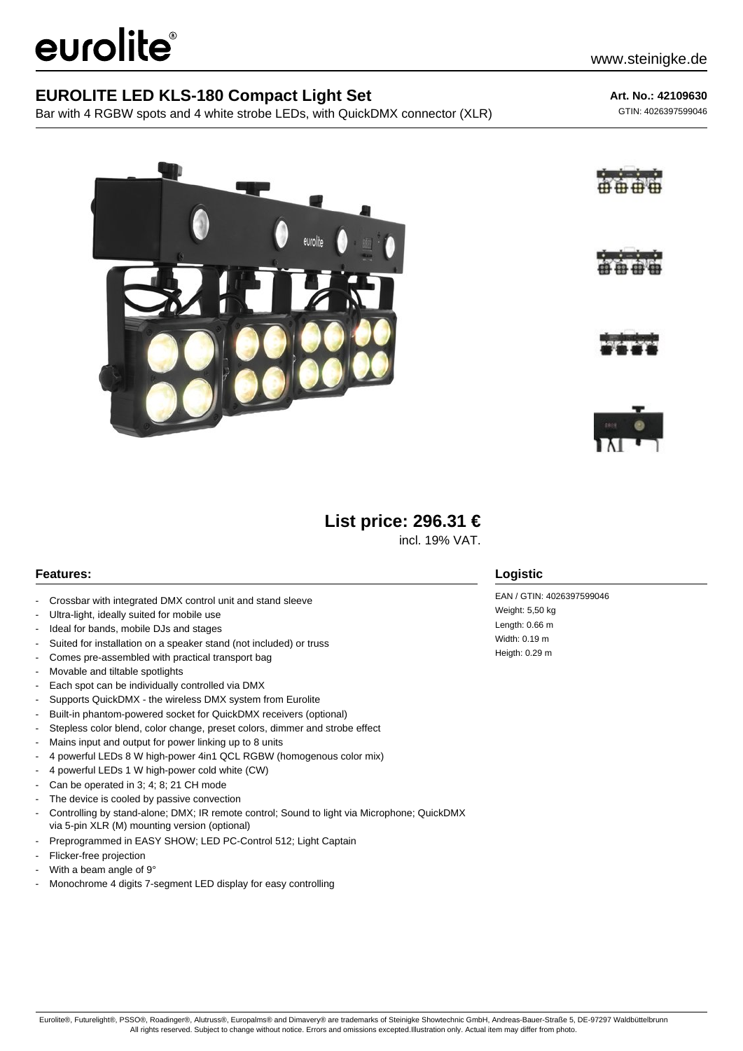eurolite®

www.steinigke.de

# EUROLITE LED KLS-180 Compact Light Set

Bar with 4 RGBW spots and 4 white strobe LEDs, with QuickDMX connector (XLR)

**Art. No.: 42109630**

GTIN: 4026397599046

**List price: 296.31 €**

incl. 19% VAT.

## Features:

- Crossbar with integrated DMX control unit and stand sleeve
- Ultra-light, ideally suited for mobile use
- Ideal for bands, mobile DJs and stages
- Suited for installation on a speaker stand (not included) or truss
- Comes pre-assembled with practical transport bag
- Movable and tiltable spotlights
- Each spot can be individually controlled via DMX
- Supports QuickDMX - the wireless DMX system from Eurolite
- Built-in phantom-powered socket for QuickDMX receivers (optional)
- Stepless color blend, color change, preset colors, dimmer and strobe effect
- Mains input and output for power linking up to 8 units
- 4 powerful LEDs 8 W high-power 4in1 QCL RGBW (homogenous color mix)
- 4 powerful LEDs 1 W high-power cold white (CW)
- Can be operated in 3; 4; 8; 21 CH mode
- The device is cooled by passive convection
- Controlling by stand-alone; DMX; IR remote control; Sound to light via Microphone; QuickDMX via 5-pin XLR (M) mounting version (optional)
- Preprogrammed in EASY SHOW; LED PC-Control 512; Light Captain
- Flicker-free projection
- With a beam angle of 9°
- Monochrome 4 digits 7-segment LED display for easy controlling

## Logistic

EAN / GTIN: 4026397599046
Weight: 5,50 kg
Length: 0.66 m
Width: 0.19 m
Heigth: 0.29 m

Eurolite®, Futurelight®, PSSO®, Roadinger®, Alutruss®, Europalms® and Dimavery® are trademarks of Steinigke Showtechnic GmbH, Andreas-Bauer-Straße 5, DE-97297 Waldbüttelbrunn
All rights reserved. Subject to change without notice. Errors and omissions excepted.Illustration only. Actual item may differ from photo.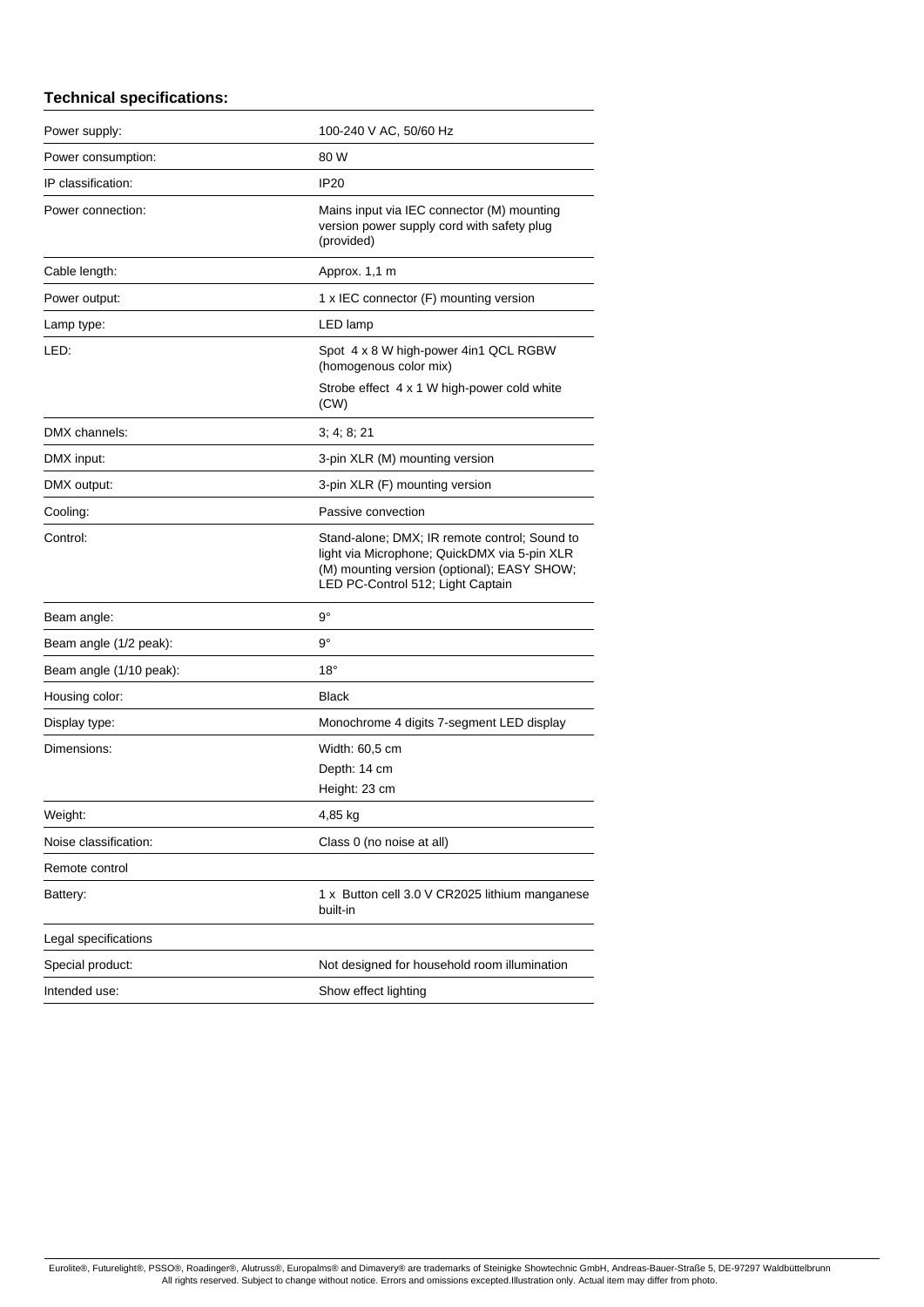### Technical specifications:

| | |
|---|---|
| Power supply: | 100-240 V AC, 50/60 Hz |
| Power consumption: | 80 W |
| IP classification: | IP20 |
| Power connection: | Mains input via IEC connector (M) mounting version power supply cord with safety plug (provided) |
| Cable length: | Approx. 1,1 m |
| Power output: | 1 x IEC connector (F) mounting version |
| Lamp type: | LED lamp |
| LED: | Spot 4 x 8 W high-power 4in1 QCL RGBW (homogenous color mix)<br>Strobe effect 4 x 1 W high-power cold white (CW) |
| DMX channels: | 3; 4; 8; 21 |
| DMX input: | 3-pin XLR (M) mounting version |
| DMX output: | 3-pin XLR (F) mounting version |
| Cooling: | Passive convection |
| Control: | Stand-alone; DMX; IR remote control; Sound to light via Microphone; QuickDMX via 5-pin XLR (M) mounting version (optional); EASY SHOW; LED PC-Control 512; Light Captain |
| Beam angle: | 9° |
| Beam angle (1/2 peak): | 9° |
| Beam angle (1/10 peak): | 18° |
| Housing color: | Black |
| Display type: | Monochrome 4 digits 7-segment LED display |
| Dimensions: | Width: 60,5 cm<br>Depth: 14 cm<br>Height: 23 cm |
| Weight: | 4,85 kg |
| Noise classification: | Class 0 (no noise at all) |
| Remote control | |
| Battery: | 1 x Button cell 3.0 V CR2025 lithium manganese built-in |
| Legal specifications | |
| Special product: | Not designed for household room illumination |
| Intended use: | Show effect lighting |

Eurolite®, Futurelight®, PSSO®, Roadinger®, Alutruss®, Europalms® and Dimavery® are trademarks of Steinigke Showtechnic GmbH, Andreas-Bauer-Straße 5, DE-97297 Waldbüttelbrunn
All rights reserved. Subject to change without notice. Errors and omissions excepted.Illustration only. Actual item may differ from photo.